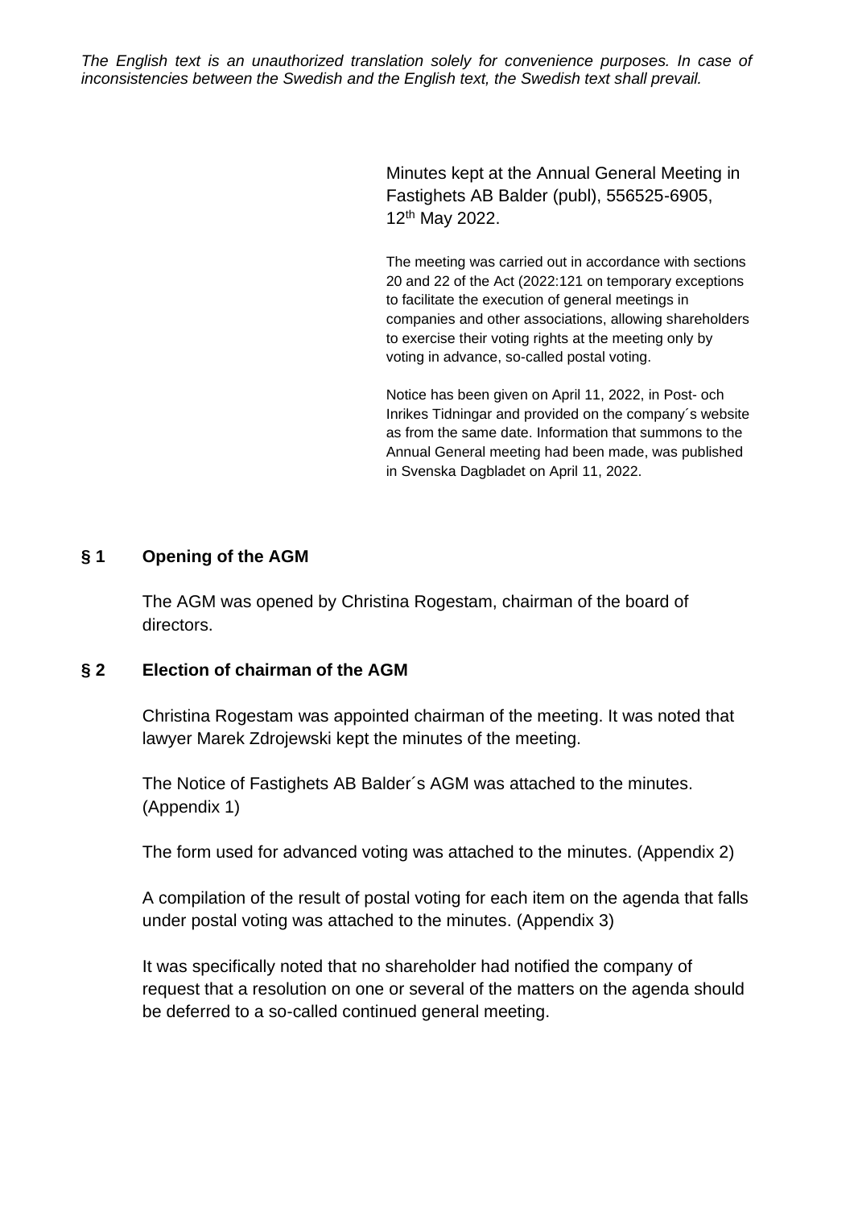*The English text is an unauthorized translation solely for convenience purposes. In case of inconsistencies between the Swedish and the English text, the Swedish text shall prevail.*

Minutes kept at the Annual General Meeting in Fastighets AB Balder (publ), 556525-6905, 12th May 2022.

The meeting was carried out in accordance with sections 20 and 22 of the Act (2022:121 on temporary exceptions to facilitate the execution of general meetings in companies and other associations, allowing shareholders to exercise their voting rights at the meeting only by voting in advance, so-called postal voting.

Notice has been given on April 11, 2022, in Post- och Inrikes Tidningar and provided on the company´s website as from the same date. Information that summons to the Annual General meeting had been made, was published in Svenska Dagbladet on April 11, 2022.

## § 1 Opening of the AGM

The AGM was opened by Christina Rogestam, chairman of the board of directors.

## § 2 Election of chairman of the AGM

Christina Rogestam was appointed chairman of the meeting. It was noted that lawyer Marek Zdrojewski kept the minutes of the meeting.

The Notice of Fastighets AB Balder´s AGM was attached to the minutes. (Appendix 1)

The form used for advanced voting was attached to the minutes. (Appendix 2)

A compilation of the result of postal voting for each item on the agenda that falls under postal voting was attached to the minutes. (Appendix 3)

It was specifically noted that no shareholder had notified the company of request that a resolution on one or several of the matters on the agenda should be deferred to a so-called continued general meeting.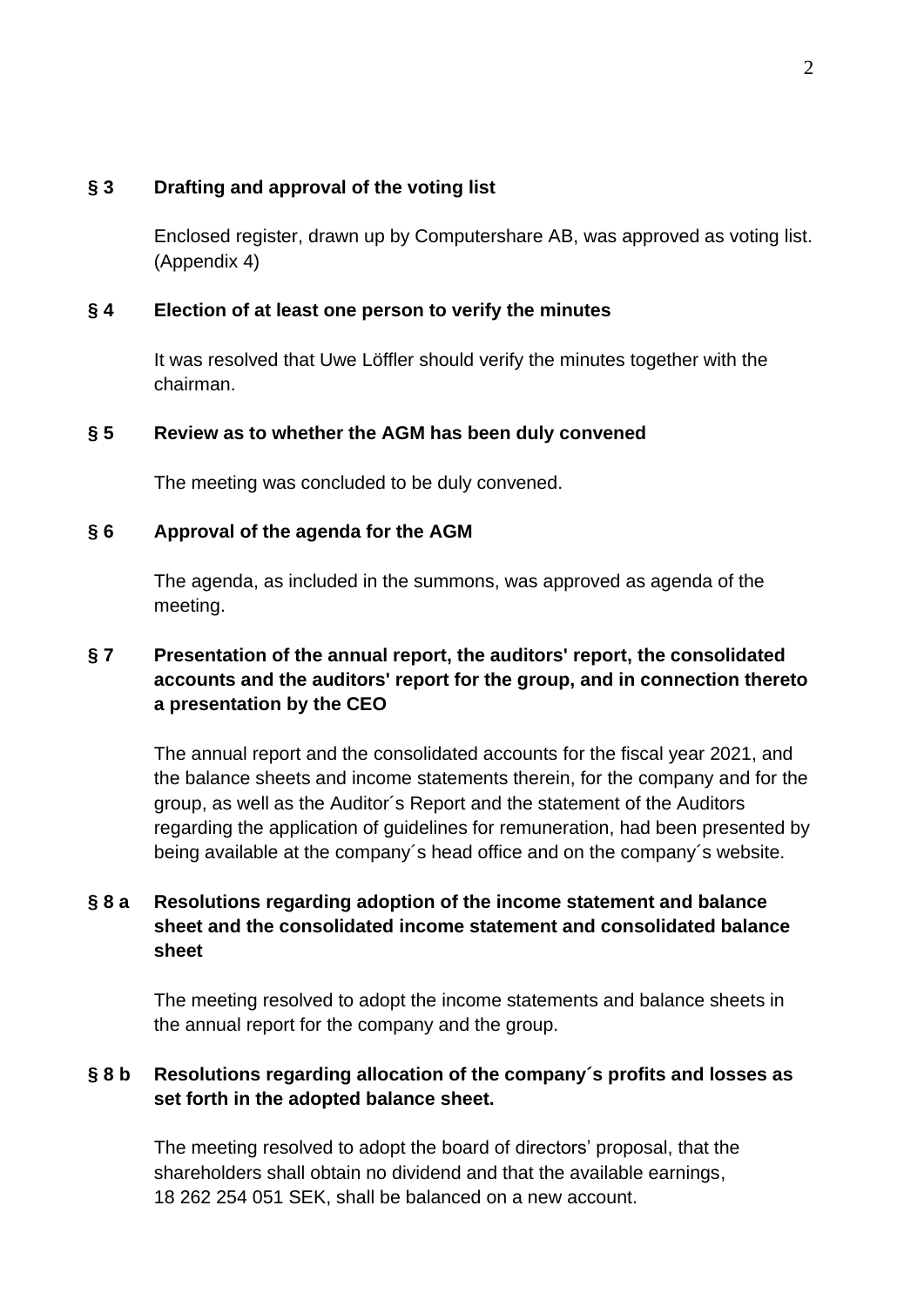**§ 3 Drafting and approval of the voting list**

Enclosed register, drawn up by Computershare AB, was approved as voting list. (Appendix 4)

**§ 4 Election of at least one person to verify the minutes**

It was resolved that Uwe Löffler should verify the minutes together with the chairman.

**§ 5 Review as to whether the AGM has been duly convened**

The meeting was concluded to be duly convened.

**§ 6 Approval of the agenda for the AGM**

The agenda, as included in the summons, was approved as agenda of the meeting.

**§ 7 Presentation of the annual report, the auditors' report, the consolidated accounts and the auditors' report for the group, and in connection thereto a presentation by the CEO**

The annual report and the consolidated accounts for the fiscal year 2021, and the balance sheets and income statements therein, for the company and for the group, as well as the Auditor´s Report and the statement of the Auditors regarding the application of guidelines for remuneration, had been presented by being available at the company´s head office and on the company´s website.

**§ 8 a Resolutions regarding adoption of the income statement and balance sheet and the consolidated income statement and consolidated balance sheet**

The meeting resolved to adopt the income statements and balance sheets in the annual report for the company and the group.

**§ 8 b Resolutions regarding allocation of the company´s profits and losses as set forth in the adopted balance sheet.**

The meeting resolved to adopt the board of directors' proposal, that the shareholders shall obtain no dividend and that the available earnings, 18 262 254 051 SEK, shall be balanced on a new account.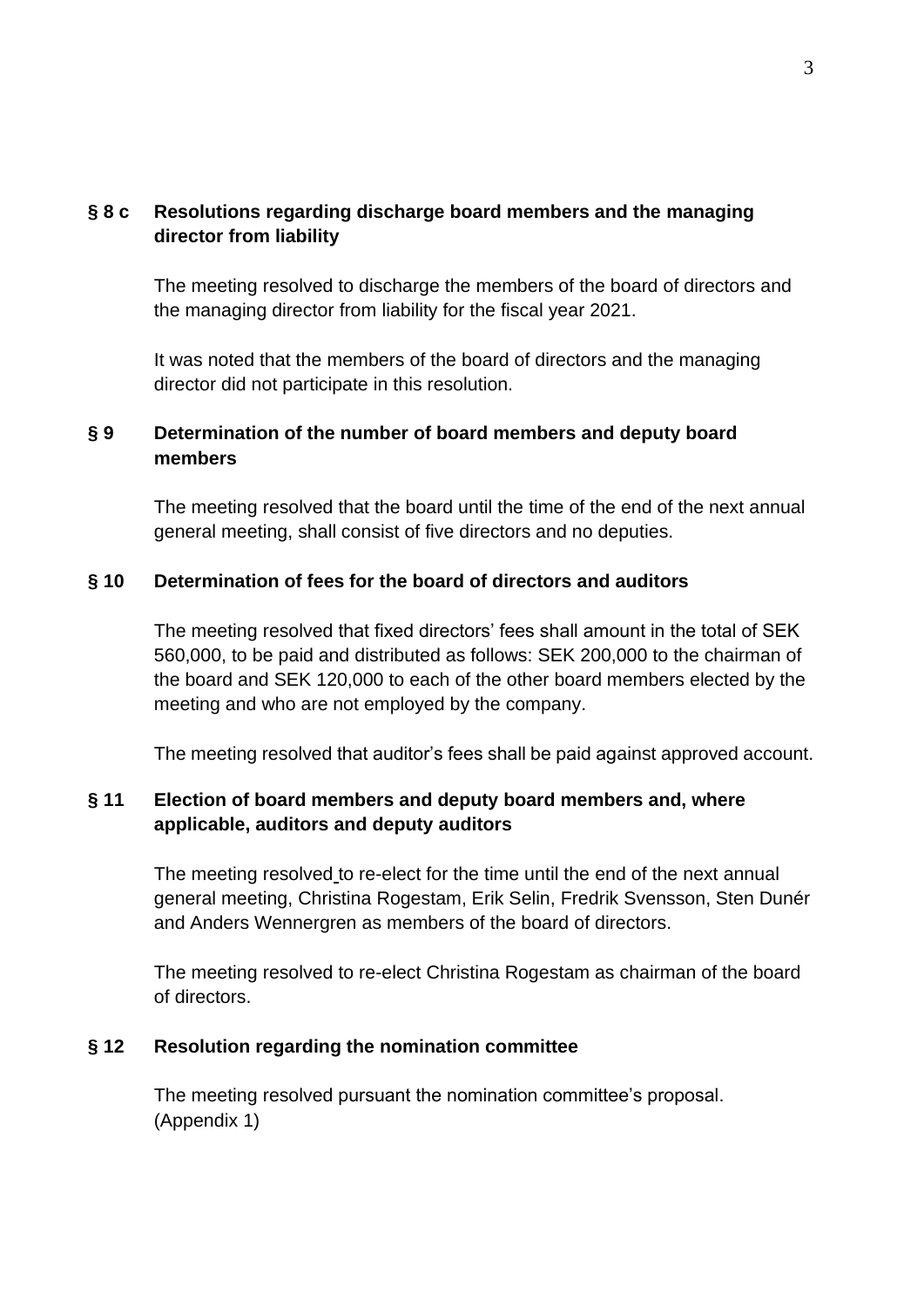## § 8 c Resolutions regarding discharge board members and the managing director from liability

The meeting resolved to discharge the members of the board of directors and the managing director from liability for the fiscal year 2021.

It was noted that the members of the board of directors and the managing director did not participate in this resolution.

## § 9 Determination of the number of board members and deputy board members

The meeting resolved that the board until the time of the end of the next annual general meeting, shall consist of five directors and no deputies.

## § 10 Determination of fees for the board of directors and auditors

The meeting resolved that fixed directors' fees shall amount in the total of SEK 560,000, to be paid and distributed as follows: SEK 200,000 to the chairman of the board and SEK 120,000 to each of the other board members elected by the meeting and who are not employed by the company.

The meeting resolved that auditor's fees shall be paid against approved account.

## § 11 Election of board members and deputy board members and, where applicable, auditors and deputy auditors

The meeting resolved to re-elect for the time until the end of the next annual general meeting, Christina Rogestam, Erik Selin, Fredrik Svensson, Sten Dunér and Anders Wennergren as members of the board of directors.

The meeting resolved to re-elect Christina Rogestam as chairman of the board of directors.

## § 12 Resolution regarding the nomination committee

The meeting resolved pursuant the nomination committee's proposal. (Appendix 1)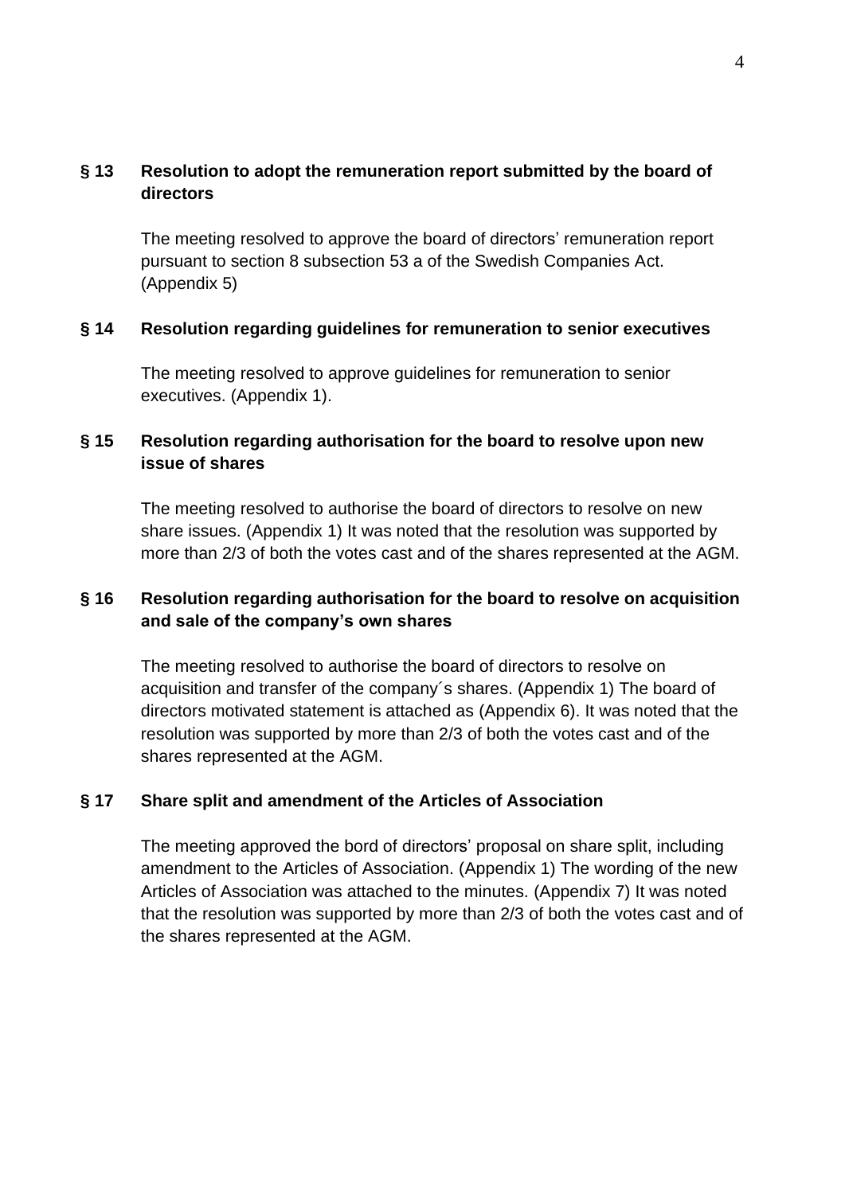## § 13 Resolution to adopt the remuneration report submitted by the board of directors

The meeting resolved to approve the board of directors' remuneration report pursuant to section 8 subsection 53 a of the Swedish Companies Act. (Appendix 5)

## § 14 Resolution regarding guidelines for remuneration to senior executives

The meeting resolved to approve guidelines for remuneration to senior executives. (Appendix 1).

## § 15 Resolution regarding authorisation for the board to resolve upon new issue of shares

The meeting resolved to authorise the board of directors to resolve on new share issues. (Appendix 1) It was noted that the resolution was supported by more than 2/3 of both the votes cast and of the shares represented at the AGM.

## § 16 Resolution regarding authorisation for the board to resolve on acquisition and sale of the company's own shares

The meeting resolved to authorise the board of directors to resolve on acquisition and transfer of the company´s shares. (Appendix 1) The board of directors motivated statement is attached as (Appendix 6). It was noted that the resolution was supported by more than 2/3 of both the votes cast and of the shares represented at the AGM.

## § 17 Share split and amendment of the Articles of Association

The meeting approved the bord of directors' proposal on share split, including amendment to the Articles of Association. (Appendix 1) The wording of the new Articles of Association was attached to the minutes. (Appendix 7) It was noted that the resolution was supported by more than 2/3 of both the votes cast and of the shares represented at the AGM.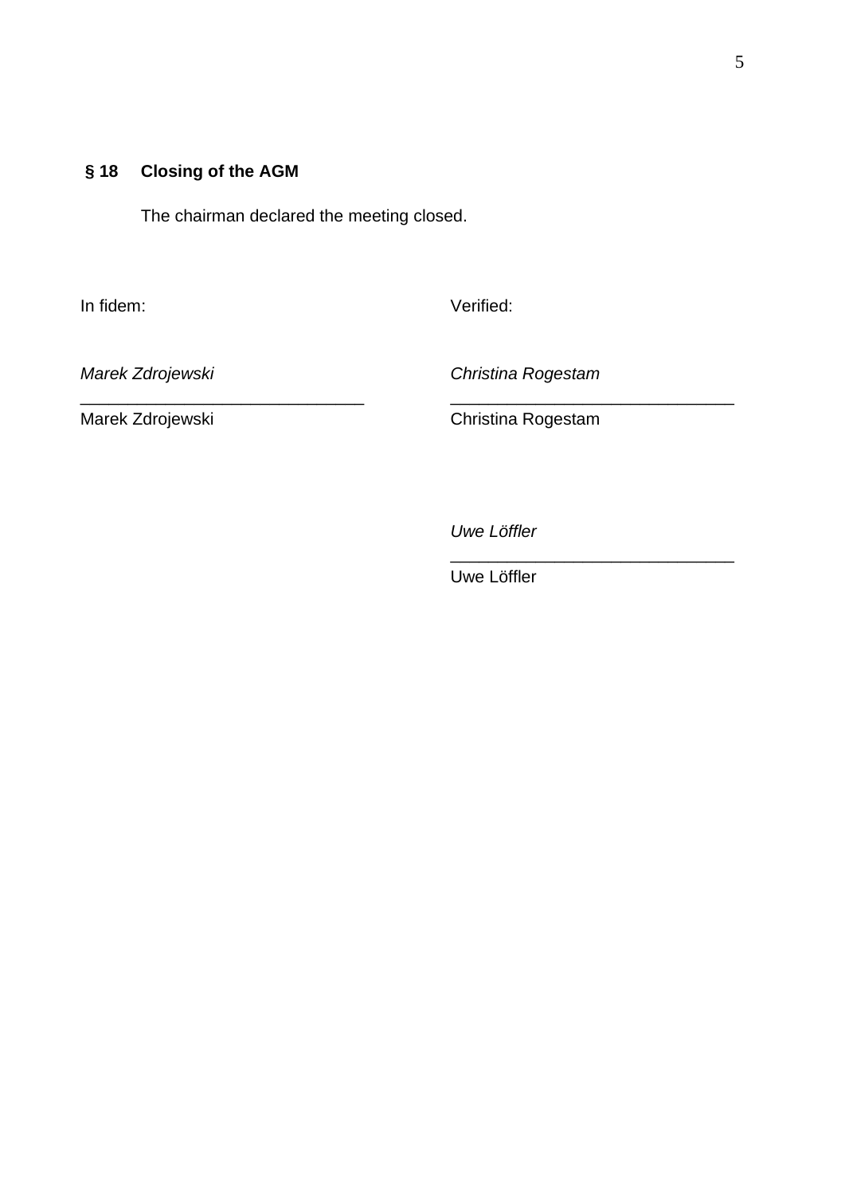## § 18 Closing of the AGM

The chairman declared the meeting closed.

In fidem:

*Marek Zdrojewski*

_______________________________

Marek Zdrojewski

Verified:

*Christina Rogestam*

_______________________________

Christina Rogestam

*Uwe Löffler*

_______________________________

Uwe Löffler